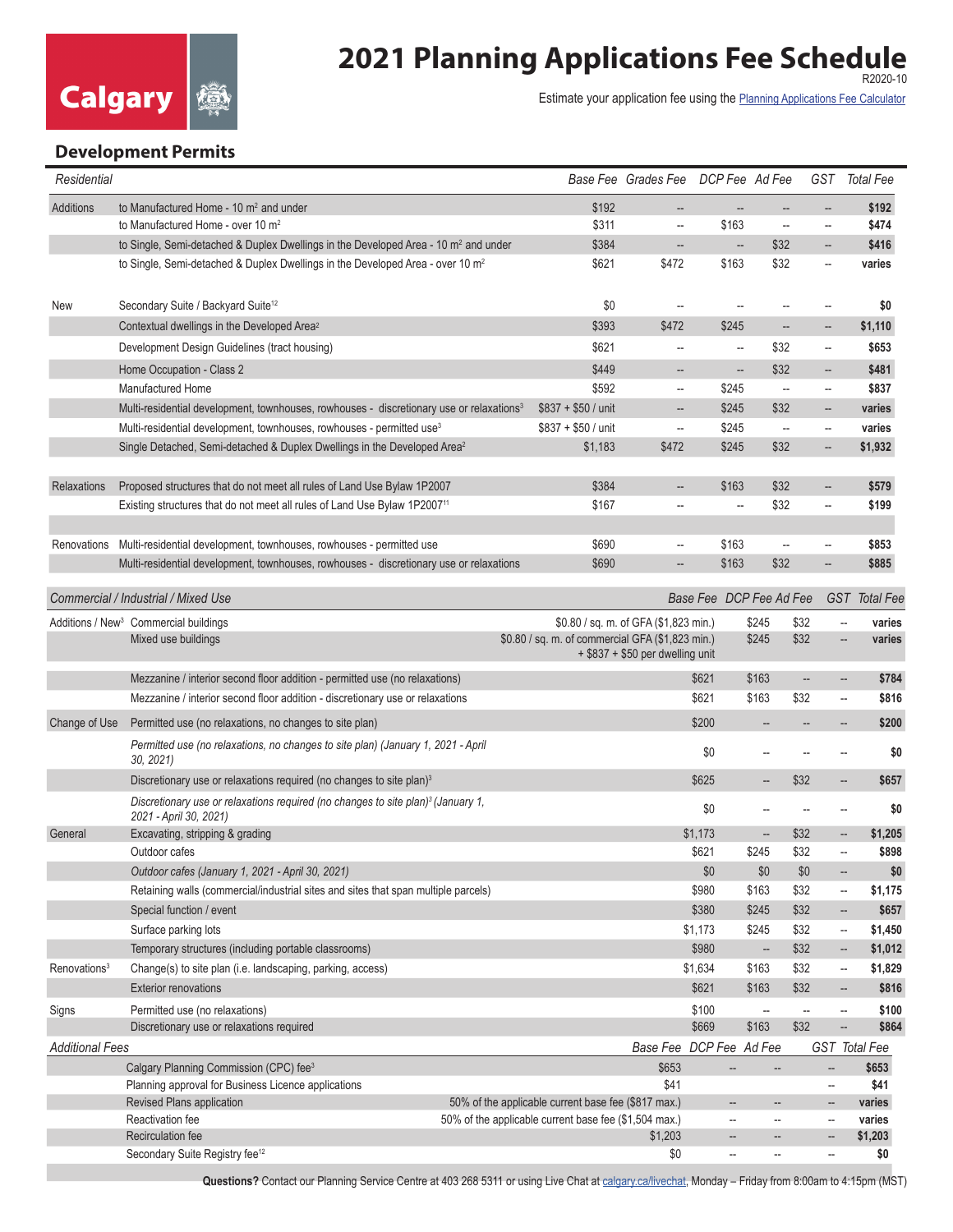# 2021 Planning Applications Fee Schedule

R2020-10

Estimate your application fee using the Planning Applications Fee Calculator

## Development Permits

| *Residential* | | *Base Fee* | *Grades Fee* | *DCP Fee* | *Ad Fee* | *GST* | *Total Fee* |
|---|---|---|---|---|---|---|---|
| Additions | to Manufactured Home - 10 m² and under | $192 | -- | -- | -- | -- | **$192** |
| | to Manufactured Home - over 10 m² | $311 | -- | $163 | -- | -- | **$474** |
| | to Single, Semi-detached & Duplex Dwellings in the Developed Area - 10 m² and under | $384 | -- | -- | $32 | -- | **$416** |
| | to Single, Semi-detached & Duplex Dwellings in the Developed Area - over 10 m² | $621 | $472 | $163 | $32 | -- | **varies** |
| New | Secondary Suite / Backyard Suite[12] | $0 | -- | -- | -- | -- | **$0** |
| | Contextual dwellings in the Developed Area[2] | $393 | $472 | $245 | -- | -- | **$1,110** |
| | Development Design Guidelines (tract housing) | $621 | -- | -- | $32 | -- | **$653** |
| | Home Occupation - Class 2 | $449 | -- | -- | $32 | -- | **$481** |
| | Manufactured Home | $592 | -- | $245 | -- | -- | **$837** |
| | Multi-residential development, townhouses, rowhouses - discretionary use or relaxations[3] | $837 + $50 / unit | -- | $245 | $32 | -- | **varies** |
| | Multi-residential development, townhouses, rowhouses - permitted use[3] | $837 + $50 / unit | -- | $245 | -- | -- | **varies** |
| | Single Detached, Semi-detached & Duplex Dwellings in the Developed Area[2] | $1,183 | $472 | $245 | $32 | -- | **$1,932** |
| Relaxations | Proposed structures that do not meet all rules of Land Use Bylaw 1P2007 | $384 | -- | $163 | $32 | -- | **$579** |
| | Existing structures that do not meet all rules of Land Use Bylaw 1P2007[11] | $167 | -- | -- | $32 | -- | **$199** |
| Renovations | Multi-residential development, townhouses, rowhouses - permitted use | $690 | -- | $163 | -- | -- | **$853** |
| | Multi-residential development, townhouses, rowhouses - discretionary use or relaxations | $690 | -- | $163 | $32 | -- | **$885** |

| *Commercial / Industrial / Mixed Use* | | *Base Fee* | *DCP Fee* | *Ad Fee* | *GST* | *Total Fee* |
|---|---|---|---|---|---|---|
| Additions / New[3] | Commercial buildings | $0.80 / sq. m. of GFA ($1,823 min.) | $245 | $32 | -- | **varies** |
| | Mixed use buildings | $0.80 / sq. m. of commercial GFA ($1,823 min.) + $837 + $50 per dwelling unit | $245 | $32 | -- | **varies** |
| | Mezzanine / interior second floor addition - permitted use (no relaxations) | $621 | $163 | -- | -- | **$784** |
| | Mezzanine / interior second floor addition - discretionary use or relaxations | $621 | $163 | $32 | -- | **$816** |
| Change of Use | Permitted use (no relaxations, no changes to site plan) | $200 | -- | -- | -- | **$200** |
| | *Permitted use (no relaxations, no changes to site plan) (January 1, 2021 - April 30, 2021)* | $0 | -- | -- | -- | **$0** |
| | Discretionary use or relaxations required (no changes to site plan)[3] | $625 | -- | $32 | -- | **$657** |
| | *Discretionary use or relaxations required (no changes to site plan)[3] (January 1, 2021 - April 30, 2021)* | $0 | -- | -- | -- | **$0** |
| General | Excavating, stripping & grading | $1,173 | -- | $32 | -- | **$1,205** |
| | Outdoor cafes | $621 | $245 | $32 | -- | **$898** |
| | *Outdoor cafes (January 1, 2021 - April 30, 2021)* | $0 | $0 | $0 | -- | **$0** |
| | Retaining walls (commercial/industrial sites and sites that span multiple parcels) | $980 | $163 | $32 | -- | **$1,175** |
| | Special function / event | $380 | $245 | $32 | -- | **$657** |
| | Surface parking lots | $1,173 | $245 | $32 | -- | **$1,450** |
| | Temporary structures (including portable classrooms) | $980 | -- | $32 | -- | **$1,012** |
| Renovations[3] | Change(s) to site plan (i.e. landscaping, parking, access) | $1,634 | $163 | $32 | -- | **$1,829** |
| | Exterior renovations | $621 | $163 | $32 | -- | **$816** |
| Signs | Permitted use (no relaxations) | $100 | -- | -- | -- | **$100** |
| | Discretionary use or relaxations required | $669 | $163 | $32 | -- | **$864** |

| *Additional Fees* | *Base Fee* | *DCP Fee* | *Ad Fee* | *GST* | *Total Fee* |
|---|---|---|---|---|---|
| Calgary Planning Commission (CPC) fee[3] | $653 | -- | -- | -- | **$653** |
| Planning approval for Business Licence applications | $41 | | | -- | **$41** |
| Revised Plans application | 50% of the applicable current base fee ($817 max.) | -- | -- | -- | **varies** |
| Reactivation fee | 50% of the applicable current base fee ($1,504 max.) | -- | -- | -- | **varies** |
| Recirculation fee | $1,203 | -- | -- | -- | **$1,203** |
| Secondary Suite Registry fee[12] | $0 | -- | -- | -- | **$0** |

**Questions?** Contact our Planning Service Centre at 403 268 5311 or using Live Chat at calgary.ca/livechat, Monday – Friday from 8:00am to 4:15pm (MST)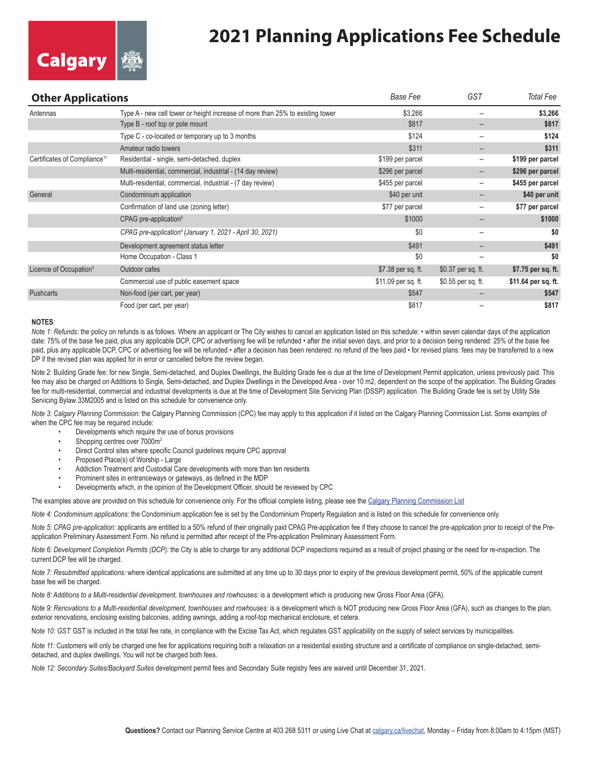# 2021 Planning Applications Fee Schedule

| Other Applications | | Base Fee | GST | Total Fee |
|---|---|---|---|---|
| Antennas | Type A - new cell tower or height increase of more than 25% to existing tower | $3,266 | -- | **$3,266** |
| | Type B - roof top or pole mount | $817 | -- | **$817** |
| | Type C - co-located or temporary up to 3 months | $124 | -- | **$124** |
| | Amateur radio towers | $311 | -- | **$311** |
| Certificates of Compliance[11] | Residential - single, semi-detached, duplex | $199 per parcel | -- | **$199 per parcel** |
| | Multi-residential, commercial, industrial - (14 day review) | $296 per parcel | -- | **$296 per parcel** |
| | Multi-residential, commercial, industrial - (7 day review) | $455 per parcel | -- | **$455 per parcel** |
| General | Condominium application | $40 per unit | -- | **$40 per unit** |
| | Confirmation of land use (zoning letter) | $77 per parcel | -- | **$77 per parcel** |
| | CPAG pre-application[5] | $1000 | -- | **$1000** |
| | *CPAG pre-application[5] (January 1, 2021 - April 30, 2021)* | $0 | -- | **$0** |
| | Development agreement status letter | $491 | -- | **$491** |
| | Home Occupation - Class 1 | $0 | -- | **$0** |
| Licence of Occupation[1] | Outdoor cafes | $7.38 per sq. ft. | $0.37 per sq. ft. | **$7.75 per sq. ft.** |
| | Commercial use of public easement space | $11.09 per sq. ft. | $0.55 per sq. ft. | **$11.64 per sq. ft.** |
| Pushcarts | Non-food (per cart, per year) | $547 | -- | **$547** |
| | Food (per cart, per year) | $817 | -- | **$817** |

**NOTES***:*

*Note 1: Refunds:* the policy on refunds is as follows. Where an applicant or The City wishes to cancel an application listed on this schedule: • within seven calendar days of the application date: 75% of the base fee paid, plus any applicable DCP, CPC or advertising fee will be refunded • after the initial seven days, and prior to a decision being rendered: 25% of the base fee paid, plus any applicable DCP, CPC or advertising fee will be refunded • after a decision has been rendered: no refund of the fees paid • for revised plans: fees may be transferred to a new DP if the revised plan was applied for in error or cancelled before the review began.

Note 2: Building Grade fee: for new Single, Semi-detached, and Duplex Dwellings, the Building Grade fee is due at the time of Development Permit application, unless previously paid. This fee may also be charged on Additions to Single, Semi-detached, and Duplex Dwellings in the Developed Area - over 10 m2, dependent on the scope of the application. The Building Grades fee for multi-residential, commercial and industrial developments is due at the time of Development Site Servicing Plan (DSSP) application. The Building Grade fee is set by Utility Site Servicing Bylaw 33M2005 and is listed on this schedule for convenience only.

*Note 3: Calgary Planning Commission:* the Calgary Planning Commission (CPC) fee may apply to this application if it listed on the Calgary Planning Commission List. Some examples of when the CPC fee may be required include:

- Developments which require the use of bonus provisions
- Shopping centres over 7000m$^2$
- Direct Control sites where specific Council guidelines require CPC approval
- Proposed Place(s) of Worship - Large
- Addiction Treatment and Custodial Care developments with more than ten residents
- Prominent sites in entranceways or gateways, as defined in the MDP
- Developments which, in the opinion of the Development Officer, should be reviewed by CPC

The examples above are provided on this schedule for convenience only. For the official complete listing, please see the Calgary Planning Commission List

*Note 4: Condominium applications:* the Condominium application fee is set by the Condominium Property Regulation and is listed on this schedule for convenience only.

*Note 5: CPAG pre-application:* applicants are entitled to a 50% refund of their originally paid CPAG Pre-application fee if they choose to cancel the pre-application prior to receipt of the Pre-application Preliminary Assessment Form. No refund is permitted after receipt of the Pre-application Preliminary Assessment Form.

*Note 6: Development Completion Permits (DCP):* the City is able to charge for any additional DCP inspections required as a result of project phasing or the need for re-inspection. The current DCP fee will be charged.

*Note 7: Resubmitted applications:* where identical applications are submitted at any time up to 30 days prior to expiry of the previous development permit, 50% of the applicable current base fee will be charged.

*Note 8: Additions to a Multi-residential development, townhouses and rowhouses:* is a development which is producing new Gross Floor Area (GFA).

*Note 9: Renovations to a Multi-residential development, townhouses and rowhouses:* is a development which is NOT producing new Gross Floor Area (GFA), such as changes to the plan, exterior renovations, enclosing existing balconies, adding awnings, adding a roof-top mechanical enclosure, et cetera.

N*ote 10: GST:* GST is included in the total fee rate, in compliance with the Excise Tax Act, which regulates GST applicability on the supply of select services by municipalities.

*Note 11:* Customers will only be charged one fee for applications requiring both a relaxation on a residential existing structure and a certificate of compliance on single-detached, semi-detached, and duplex dwellings. You will not be charged both fees.

*Note 12: Secondary Suites/Backyard Suites* development permit fees and Secondary Suite registry fees are waived until December 31, 2021.

**Questions?** Contact our Planning Service Centre at 403 268 5311 or using Live Chat at calgary.ca/livechat, Monday – Friday from 8:00am to 4:15pm (MST)